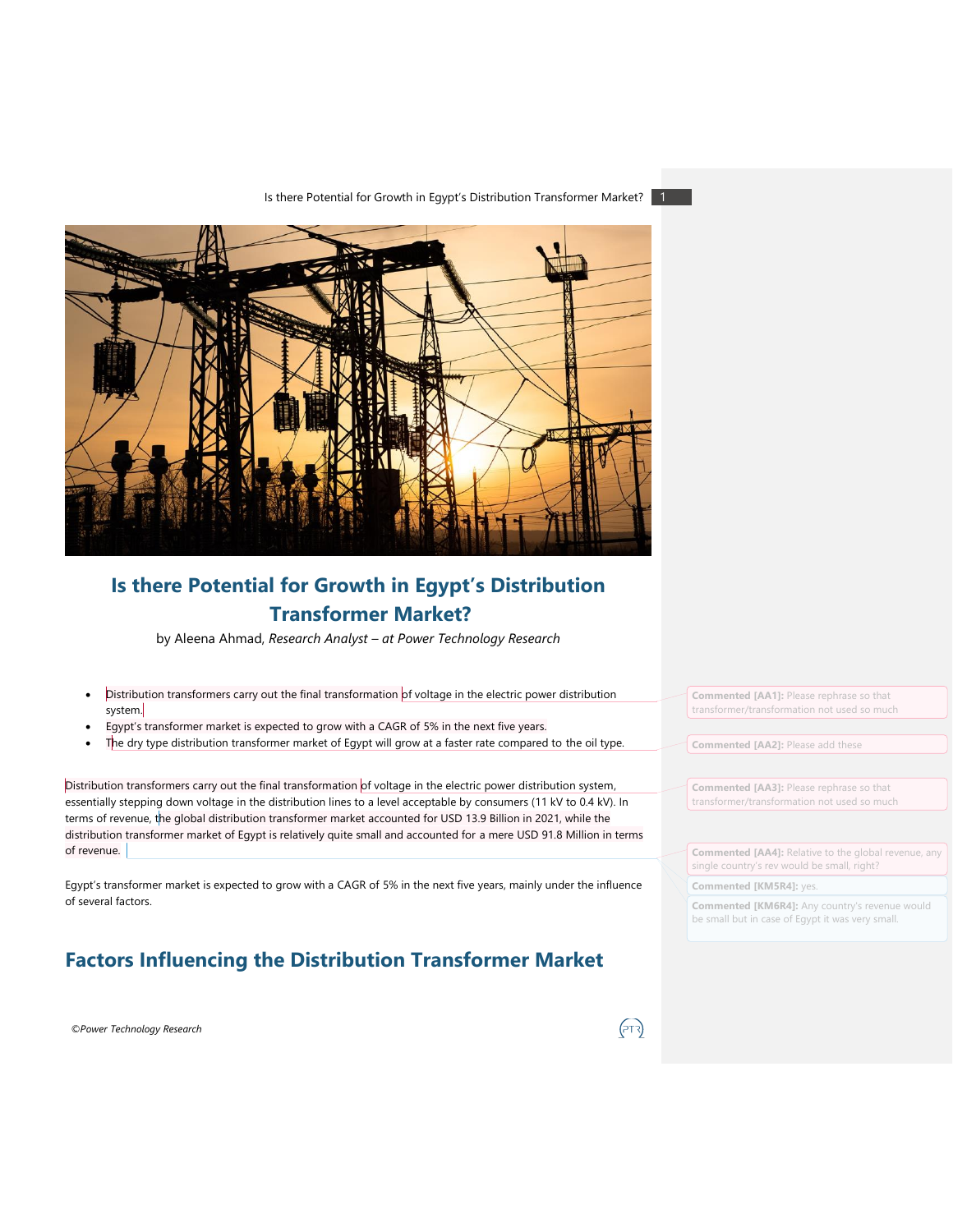# Is there Potential for Growth in Egypt's Distribution Transformer Market?

by Aleena Ahmad, *Research Analyst – at Power Technology Research*

- Distribution transformers carry out the final transformation of voltage in the electric power distribution system.
- Egypt's transformer market is expected to grow with a CAGR of 5% in the next five years.
- The dry type distribution transformer market of Egypt will grow at a faster rate compared to the oil type.

Distribution transformers carry out the final transformation of voltage in the electric power distribution system, essentially stepping down voltage in the distribution lines to a level acceptable by consumers (11 kV to 0.4 kV). In terms of revenue, the global distribution transformer market accounted for USD 13.9 Billion in 2021, while the distribution transformer market of Egypt is relatively quite small and accounted for a mere USD 91.8 Million in terms of revenue.

Egypt's transformer market is expected to grow with a CAGR of 5% in the next five years, mainly under the influence of several factors.

## Factors Influencing the Distribution Transformer Market

**Commented [AA1]:** Please rephrase so that transformer/transformation not used so much

**Commented [AA2]:** Please add these

**Commented [AA3]:** Please rephrase so that transformer/transformation not used so much

**Commented [AA4]:** Relative to the global revenue, any single country's rev would be small, right?

**Commented [KM5R4]:** yes.

**Commented [KM6R4]:** Any country's revenue would be small but in case of Egypt it was very small.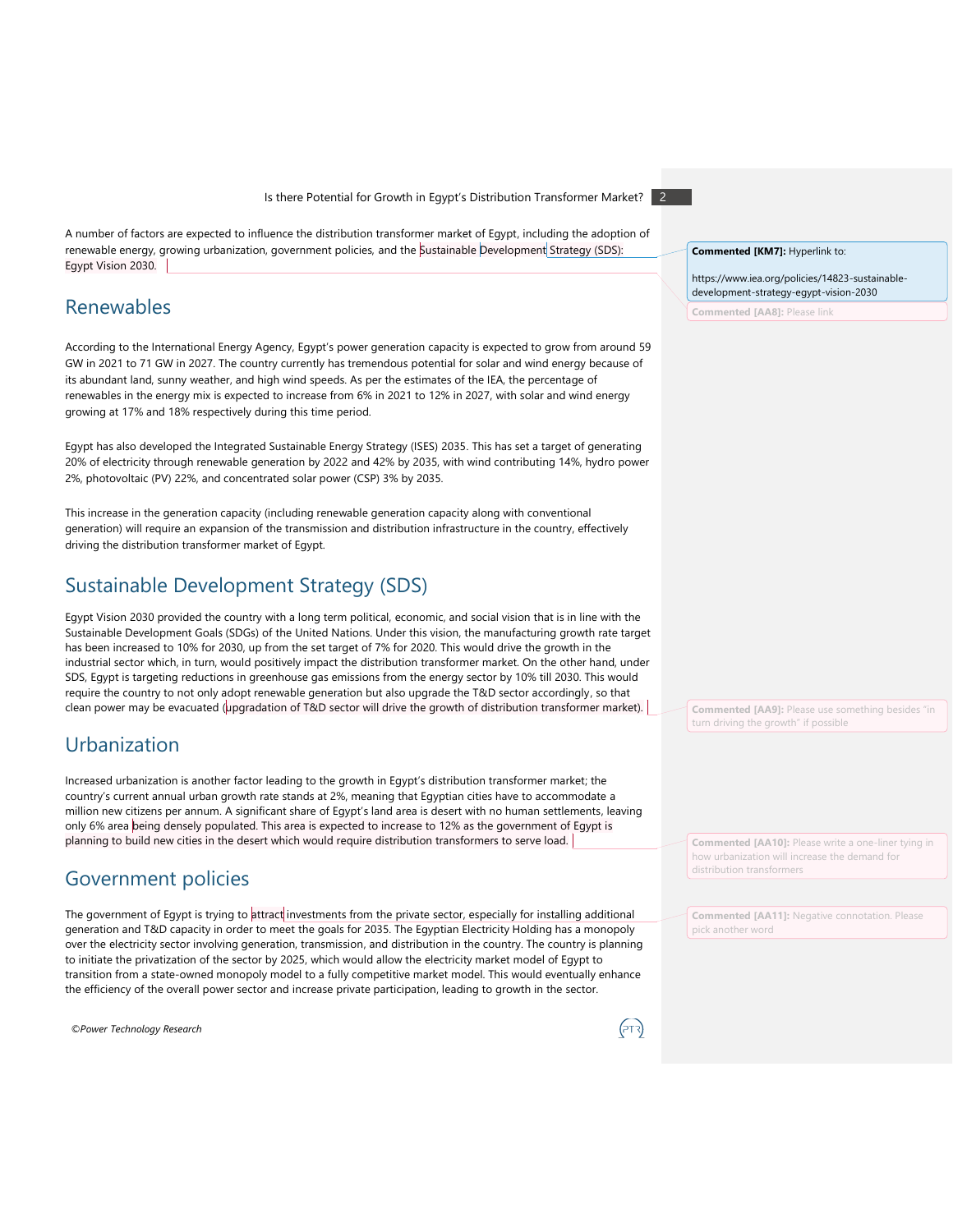A number of factors are expected to influence the distribution transformer market of Egypt, including the adoption of renewable energy, growing urbanization, government policies, and the Sustainable Development Strategy (SDS): Egypt Vision 2030.

## Renewables

According to the International Energy Agency, Egypt's power generation capacity is expected to grow from around 59 GW in 2021 to 71 GW in 2027. The country currently has tremendous potential for solar and wind energy because of its abundant land, sunny weather, and high wind speeds. As per the estimates of the IEA, the percentage of renewables in the energy mix is expected to increase from 6% in 2021 to 12% in 2027, with solar and wind energy growing at 17% and 18% respectively during this time period.

Egypt has also developed the Integrated Sustainable Energy Strategy (ISES) 2035. This has set a target of generating 20% of electricity through renewable generation by 2022 and 42% by 2035, with wind contributing 14%, hydro power 2%, photovoltaic (PV) 22%, and concentrated solar power (CSP) 3% by 2035.

This increase in the generation capacity (including renewable generation capacity along with conventional generation) will require an expansion of the transmission and distribution infrastructure in the country, effectively driving the distribution transformer market of Egypt.

## Sustainable Development Strategy (SDS)

Egypt Vision 2030 provided the country with a long term political, economic, and social vision that is in line with the Sustainable Development Goals (SDGs) of the United Nations. Under this vision, the manufacturing growth rate target has been increased to 10% for 2030, up from the set target of 7% for 2020. This would drive the growth in the industrial sector which, in turn, would positively impact the distribution transformer market. On the other hand, under SDS, Egypt is targeting reductions in greenhouse gas emissions from the energy sector by 10% till 2030. This would require the country to not only adopt renewable generation but also upgrade the T&D sector accordingly, so that clean power may be evacuated (upgradation of T&D sector will drive the growth of distribution transformer market).

## Urbanization

Increased urbanization is another factor leading to the growth in Egypt's distribution transformer market; the country's current annual urban growth rate stands at 2%, meaning that Egyptian cities have to accommodate a million new citizens per annum. A significant share of Egypt's land area is desert with no human settlements, leaving only 6% area being densely populated. This area is expected to increase to 12% as the government of Egypt is planning to build new cities in the desert which would require distribution transformers to serve load.

## Government policies

The government of Egypt is trying to attract investments from the private sector, especially for installing additional generation and T&D capacity in order to meet the goals for 2035. The Egyptian Electricity Holding has a monopoly over the electricity sector involving generation, transmission, and distribution in the country. The country is planning to initiate the privatization of the sector by 2025, which would allow the electricity market model of Egypt to transition from a state-owned monopoly model to a fully competitive market model. This would eventually enhance the efficiency of the overall power sector and increase private participation, leading to growth in the sector.

**Commented [KM7]:** Hyperlink to: https://www.iea.org/policies/14823-sustainable-development-strategy-egypt-vision-2030

**Commented [AA8]:** Please link

**Commented [AA9]:** Please use something besides "in turn driving the growth" if possible

**Commented [AA10]:** Please write a one-liner tying in how urbanization will increase the demand for distribution transformers

**Commented [AA11]:** Negative connotation. Please pick another word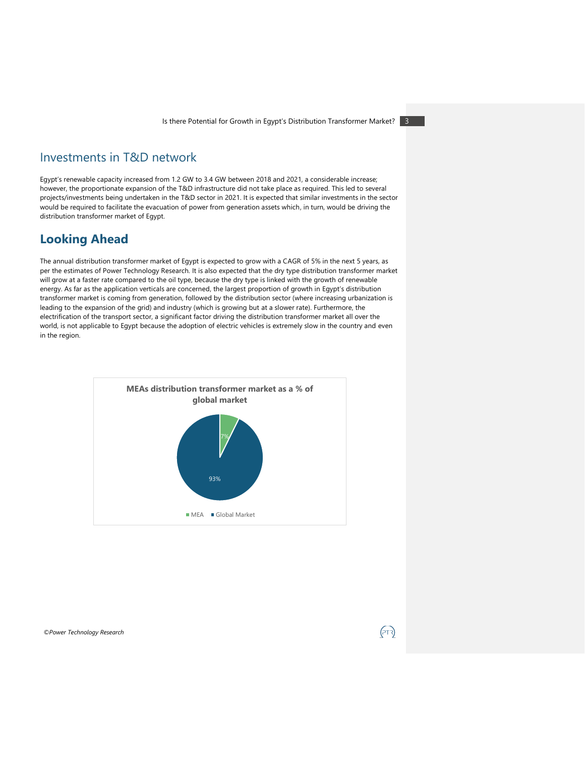## Investments in T&D network

Egypt's renewable capacity increased from 1.2 GW to 3.4 GW between 2018 and 2021, a considerable increase; however, the proportionate expansion of the T&D infrastructure did not take place as required. This led to several projects/investments being undertaken in the T&D sector in 2021. It is expected that similar investments in the sector would be required to facilitate the evacuation of power from generation assets which, in turn, would be driving the distribution transformer market of Egypt.

## Looking Ahead

The annual distribution transformer market of Egypt is expected to grow with a CAGR of 5% in the next 5 years, as per the estimates of Power Technology Research. It is also expected that the dry type distribution transformer market will grow at a faster rate compared to the oil type, because the dry type is linked with the growth of renewable energy. As far as the application verticals are concerned, the largest proportion of growth in Egypt's distribution transformer market is coming from generation, followed by the distribution sector (where increasing urbanization is leading to the expansion of the grid) and industry (which is growing but at a slower rate). Furthermore, the electrification of the transport sector, a significant factor driving the distribution transformer market all over the world, is not applicable to Egypt because the adoption of electric vehicles is extremely slow in the country and even in the region.

**MEAs distribution transformer market as a % of global market**

| Segment | Share |
|---|---|
| MEA | 7% |
| Global Market | 93% |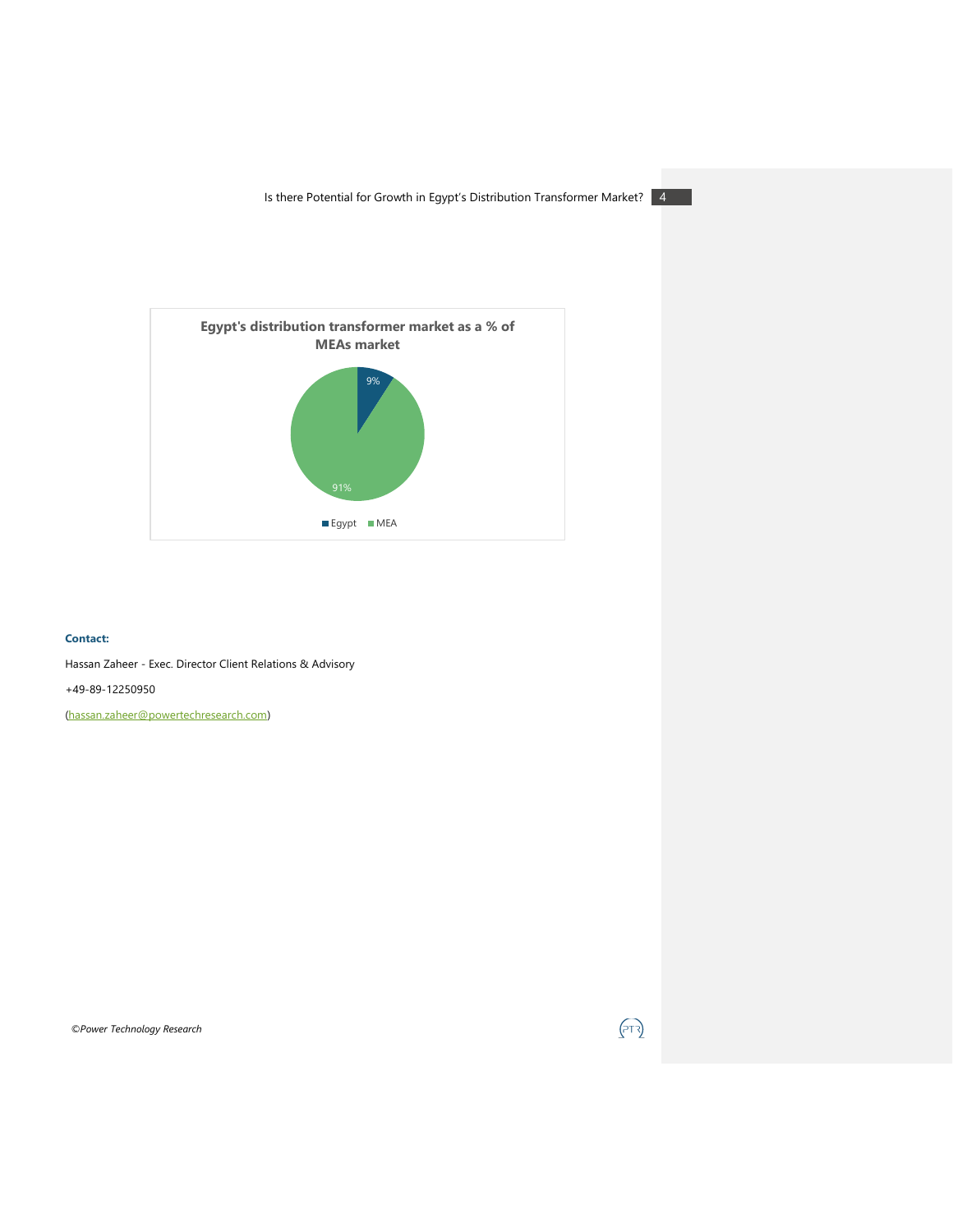Egypt's distribution transformer market as a % of MEAs market

9%

91%

Egypt MEA

**Contact:**

Hassan Zaheer - Exec. Director Client Relations & Advisory

+49-89-12250950

(hassan.zaheer@powertechresearch.com)